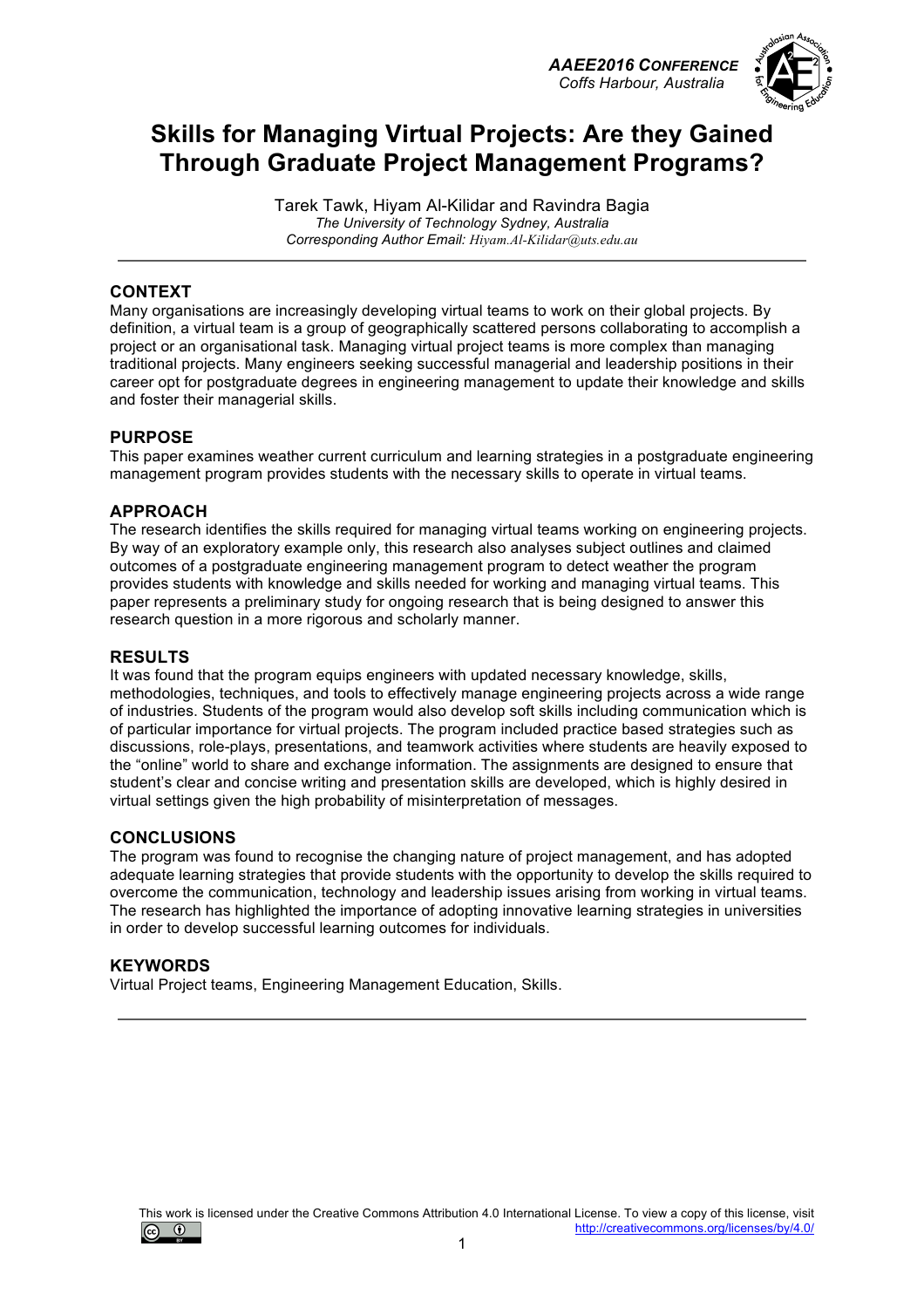# Skills for Managing Virtual Projects: Are they Gained Through Graduate Project Management Programs?

Tarek Tawk, Hiyam Al-Kilidar and Ravindra Bagia
*The University of Technology Sydney, Australia*
*Corresponding Author Email: Hiyam.Al-Kilidar@uts.edu.au*

---

## CONTEXT

Many organisations are increasingly developing virtual teams to work on their global projects. By definition, a virtual team is a group of geographically scattered persons collaborating to accomplish a project or an organisational task. Managing virtual project teams is more complex than managing traditional projects. Many engineers seeking successful managerial and leadership positions in their career opt for postgraduate degrees in engineering management to update their knowledge and skills and foster their managerial skills.

## PURPOSE

This paper examines weather current curriculum and learning strategies in a postgraduate engineering management program provides students with the necessary skills to operate in virtual teams.

## APPROACH

The research identifies the skills required for managing virtual teams working on engineering projects. By way of an exploratory example only, this research also analyses subject outlines and claimed outcomes of a postgraduate engineering management program to detect weather the program provides students with knowledge and skills needed for working and managing virtual teams. This paper represents a preliminary study for ongoing research that is being designed to answer this research question in a more rigorous and scholarly manner.

## RESULTS

It was found that the program equips engineers with updated necessary knowledge, skills, methodologies, techniques, and tools to effectively manage engineering projects across a wide range of industries. Students of the program would also develop soft skills including communication which is of particular importance for virtual projects. The program included practice based strategies such as discussions, role-plays, presentations, and teamwork activities where students are heavily exposed to the "online" world to share and exchange information. The assignments are designed to ensure that student's clear and concise writing and presentation skills are developed, which is highly desired in virtual settings given the high probability of misinterpretation of messages.

## CONCLUSIONS

The program was found to recognise the changing nature of project management, and has adopted adequate learning strategies that provide students with the opportunity to develop the skills required to overcome the communication, technology and leadership issues arising from working in virtual teams. The research has highlighted the importance of adopting innovative learning strategies in universities in order to develop successful learning outcomes for individuals.

## KEYWORDS

Virtual Project teams, Engineering Management Education, Skills.

---

This work is licensed under the Creative Commons Attribution 4.0 International License. To view a copy of this license, visit http://creativecommons.org/licenses/by/4.0/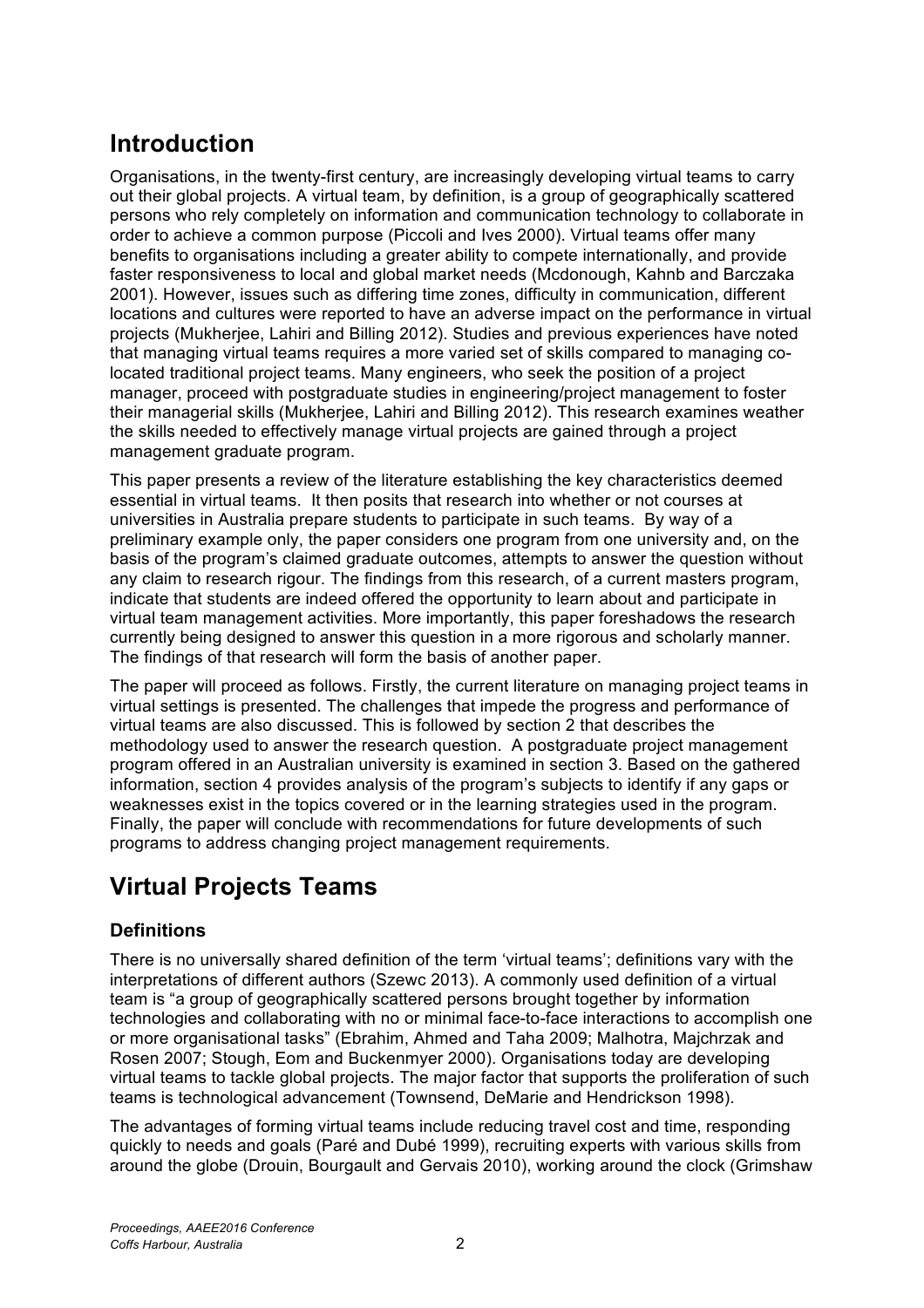# Introduction

Organisations, in the twenty-first century, are increasingly developing virtual teams to carry out their global projects. A virtual team, by definition, is a group of geographically scattered persons who rely completely on information and communication technology to collaborate in order to achieve a common purpose (Piccoli and Ives 2000). Virtual teams offer many benefits to organisations including a greater ability to compete internationally, and provide faster responsiveness to local and global market needs (Mcdonough, Kahnb and Barczaka 2001). However, issues such as differing time zones, difficulty in communication, different locations and cultures were reported to have an adverse impact on the performance in virtual projects (Mukherjee, Lahiri and Billing 2012). Studies and previous experiences have noted that managing virtual teams requires a more varied set of skills compared to managing co-located traditional project teams. Many engineers, who seek the position of a project manager, proceed with postgraduate studies in engineering/project management to foster their managerial skills (Mukherjee, Lahiri and Billing 2012). This research examines weather the skills needed to effectively manage virtual projects are gained through a project management graduate program.

This paper presents a review of the literature establishing the key characteristics deemed essential in virtual teams. It then posits that research into whether or not courses at universities in Australia prepare students to participate in such teams. By way of a preliminary example only, the paper considers one program from one university and, on the basis of the program's claimed graduate outcomes, attempts to answer the question without any claim to research rigour. The findings from this research, of a current masters program, indicate that students are indeed offered the opportunity to learn about and participate in virtual team management activities. More importantly, this paper foreshadows the research currently being designed to answer this question in a more rigorous and scholarly manner. The findings of that research will form the basis of another paper.

The paper will proceed as follows. Firstly, the current literature on managing project teams in virtual settings is presented. The challenges that impede the progress and performance of virtual teams are also discussed. This is followed by section 2 that describes the methodology used to answer the research question. A postgraduate project management program offered in an Australian university is examined in section 3. Based on the gathered information, section 4 provides analysis of the program's subjects to identify if any gaps or weaknesses exist in the topics covered or in the learning strategies used in the program. Finally, the paper will conclude with recommendations for future developments of such programs to address changing project management requirements.

# Virtual Projects Teams

## Definitions

There is no universally shared definition of the term 'virtual teams'; definitions vary with the interpretations of different authors (Szewc 2013). A commonly used definition of a virtual team is "a group of geographically scattered persons brought together by information technologies and collaborating with no or minimal face-to-face interactions to accomplish one or more organisational tasks" (Ebrahim, Ahmed and Taha 2009; Malhotra, Majchrzak and Rosen 2007; Stough, Eom and Buckenmyer 2000). Organisations today are developing virtual teams to tackle global projects. The major factor that supports the proliferation of such teams is technological advancement (Townsend, DeMarie and Hendrickson 1998).

The advantages of forming virtual teams include reducing travel cost and time, responding quickly to needs and goals (Paré and Dubé 1999), recruiting experts with various skills from around the globe (Drouin, Bourgault and Gervais 2010), working around the clock (Grimshaw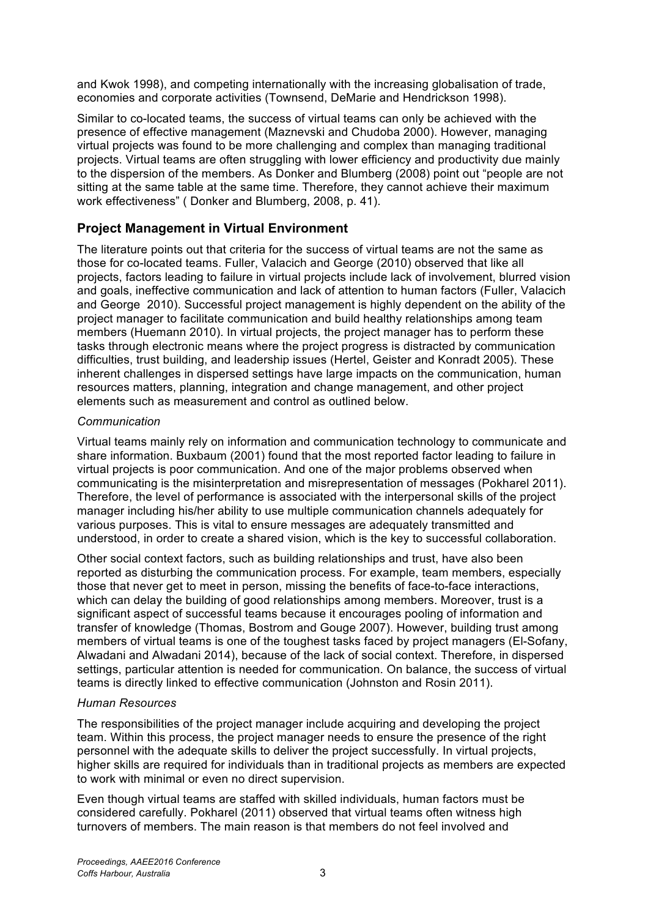and Kwok 1998), and competing internationally with the increasing globalisation of trade, economies and corporate activities (Townsend, DeMarie and Hendrickson 1998).

Similar to co-located teams, the success of virtual teams can only be achieved with the presence of effective management (Maznevski and Chudoba 2000). However, managing virtual projects was found to be more challenging and complex than managing traditional projects. Virtual teams are often struggling with lower efficiency and productivity due mainly to the dispersion of the members. As Donker and Blumberg (2008) point out "people are not sitting at the same table at the same time. Therefore, they cannot achieve their maximum work effectiveness" ( Donker and Blumberg, 2008, p. 41).

## Project Management in Virtual Environment

The literature points out that criteria for the success of virtual teams are not the same as those for co-located teams. Fuller, Valacich and George (2010) observed that like all projects, factors leading to failure in virtual projects include lack of involvement, blurred vision and goals, ineffective communication and lack of attention to human factors (Fuller, Valacich and George  2010). Successful project management is highly dependent on the ability of the project manager to facilitate communication and build healthy relationships among team members (Huemann 2010). In virtual projects, the project manager has to perform these tasks through electronic means where the project progress is distracted by communication difficulties, trust building, and leadership issues (Hertel, Geister and Konradt 2005). These inherent challenges in dispersed settings have large impacts on the communication, human resources matters, planning, integration and change management, and other project elements such as measurement and control as outlined below.

### *Communication*

Virtual teams mainly rely on information and communication technology to communicate and share information. Buxbaum (2001) found that the most reported factor leading to failure in virtual projects is poor communication. And one of the major problems observed when communicating is the misinterpretation and misrepresentation of messages (Pokharel 2011). Therefore, the level of performance is associated with the interpersonal skills of the project manager including his/her ability to use multiple communication channels adequately for various purposes. This is vital to ensure messages are adequately transmitted and understood, in order to create a shared vision, which is the key to successful collaboration.

Other social context factors, such as building relationships and trust, have also been reported as disturbing the communication process. For example, team members, especially those that never get to meet in person, missing the benefits of face-to-face interactions, which can delay the building of good relationships among members. Moreover, trust is a significant aspect of successful teams because it encourages pooling of information and transfer of knowledge (Thomas, Bostrom and Gouge 2007). However, building trust among members of virtual teams is one of the toughest tasks faced by project managers (El-Sofany, Alwadani and Alwadani 2014), because of the lack of social context. Therefore, in dispersed settings, particular attention is needed for communication. On balance, the success of virtual teams is directly linked to effective communication (Johnston and Rosin 2011).

### *Human Resources*

The responsibilities of the project manager include acquiring and developing the project team. Within this process, the project manager needs to ensure the presence of the right personnel with the adequate skills to deliver the project successfully. In virtual projects, higher skills are required for individuals than in traditional projects as members are expected to work with minimal or even no direct supervision.

Even though virtual teams are staffed with skilled individuals, human factors must be considered carefully. Pokharel (2011) observed that virtual teams often witness high turnovers of members. The main reason is that members do not feel involved and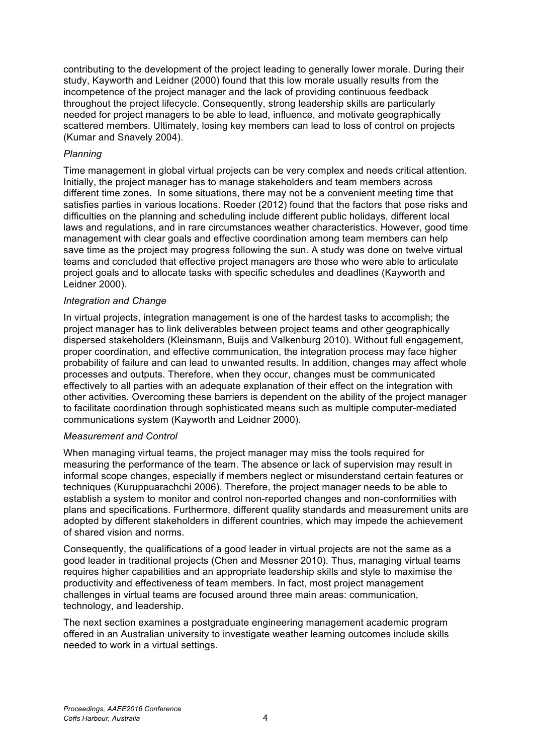contributing to the development of the project leading to generally lower morale. During their study, Kayworth and Leidner (2000) found that this low morale usually results from the incompetence of the project manager and the lack of providing continuous feedback throughout the project lifecycle. Consequently, strong leadership skills are particularly needed for project managers to be able to lead, influence, and motivate geographically scattered members. Ultimately, losing key members can lead to loss of control on projects (Kumar and Snavely 2004).

*Planning*

Time management in global virtual projects can be very complex and needs critical attention. Initially, the project manager has to manage stakeholders and team members across different time zones. In some situations, there may not be a convenient meeting time that satisfies parties in various locations. Roeder (2012) found that the factors that pose risks and difficulties on the planning and scheduling include different public holidays, different local laws and regulations, and in rare circumstances weather characteristics. However, good time management with clear goals and effective coordination among team members can help save time as the project may progress following the sun. A study was done on twelve virtual teams and concluded that effective project managers are those who were able to articulate project goals and to allocate tasks with specific schedules and deadlines (Kayworth and Leidner 2000).

*Integration and Change*

In virtual projects, integration management is one of the hardest tasks to accomplish; the project manager has to link deliverables between project teams and other geographically dispersed stakeholders (Kleinsmann, Buijs and Valkenburg 2010). Without full engagement, proper coordination, and effective communication, the integration process may face higher probability of failure and can lead to unwanted results. In addition, changes may affect whole processes and outputs. Therefore, when they occur, changes must be communicated effectively to all parties with an adequate explanation of their effect on the integration with other activities. Overcoming these barriers is dependent on the ability of the project manager to facilitate coordination through sophisticated means such as multiple computer-mediated communications system (Kayworth and Leidner 2000).

*Measurement and Control*

When managing virtual teams, the project manager may miss the tools required for measuring the performance of the team. The absence or lack of supervision may result in informal scope changes, especially if members neglect or misunderstand certain features or techniques (Kuruppuarachchi 2006). Therefore, the project manager needs to be able to establish a system to monitor and control non-reported changes and non-conformities with plans and specifications. Furthermore, different quality standards and measurement units are adopted by different stakeholders in different countries, which may impede the achievement of shared vision and norms.

Consequently, the qualifications of a good leader in virtual projects are not the same as a good leader in traditional projects (Chen and Messner 2010). Thus, managing virtual teams requires higher capabilities and an appropriate leadership skills and style to maximise the productivity and effectiveness of team members. In fact, most project management challenges in virtual teams are focused around three main areas: communication, technology, and leadership.

The next section examines a postgraduate engineering management academic program offered in an Australian university to investigate weather learning outcomes include skills needed to work in a virtual settings.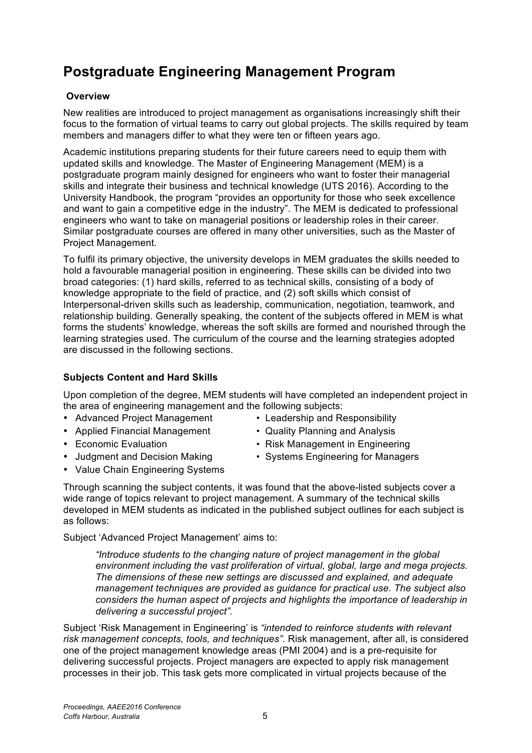# Postgraduate Engineering Management Program

### Overview

New realities are introduced to project management as organisations increasingly shift their focus to the formation of virtual teams to carry out global projects. The skills required by team members and managers differ to what they were ten or fifteen years ago.

Academic institutions preparing students for their future careers need to equip them with updated skills and knowledge. The Master of Engineering Management (MEM) is a postgraduate program mainly designed for engineers who want to foster their managerial skills and integrate their business and technical knowledge (UTS 2016). According to the University Handbook, the program "provides an opportunity for those who seek excellence and want to gain a competitive edge in the industry". The MEM is dedicated to professional engineers who want to take on managerial positions or leadership roles in their career. Similar postgraduate courses are offered in many other universities, such as the Master of Project Management.

To fulfil its primary objective, the university develops in MEM graduates the skills needed to hold a favourable managerial position in engineering. These skills can be divided into two broad categories: (1) hard skills, referred to as technical skills, consisting of a body of knowledge appropriate to the field of practice, and (2) soft skills which consist of Interpersonal-driven skills such as leadership, communication, negotiation, teamwork, and relationship building. Generally speaking, the content of the subjects offered in MEM is what forms the students' knowledge, whereas the soft skills are formed and nourished through the learning strategies used. The curriculum of the course and the learning strategies adopted are discussed in the following sections.

### Subjects Content and Hard Skills

Upon completion of the degree, MEM students will have completed an independent project in the area of engineering management and the following subjects:

- Advanced Project Management
- Applied Financial Management
- Economic Evaluation
- Judgment and Decision Making
- Value Chain Engineering Systems
- Leadership and Responsibility
- Quality Planning and Analysis
- Risk Management in Engineering
- Systems Engineering for Managers

Through scanning the subject contents, it was found that the above-listed subjects cover a wide range of topics relevant to project management. A summary of the technical skills developed in MEM students as indicated in the published subject outlines for each subject is as follows:

Subject 'Advanced Project Management' aims to:

> *"Introduce students to the changing nature of project management in the global environment including the vast proliferation of virtual, global, large and mega projects. The dimensions of these new settings are discussed and explained, and adequate management techniques are provided as guidance for practical use. The subject also considers the human aspect of projects and highlights the importance of leadership in delivering a successful project".*

Subject 'Risk Management in Engineering' is *"intended to reinforce students with relevant risk management concepts, tools, and techniques"*. Risk management, after all, is considered one of the project management knowledge areas (PMI 2004) and is a pre-requisite for delivering successful projects. Project managers are expected to apply risk management processes in their job. This task gets more complicated in virtual projects because of the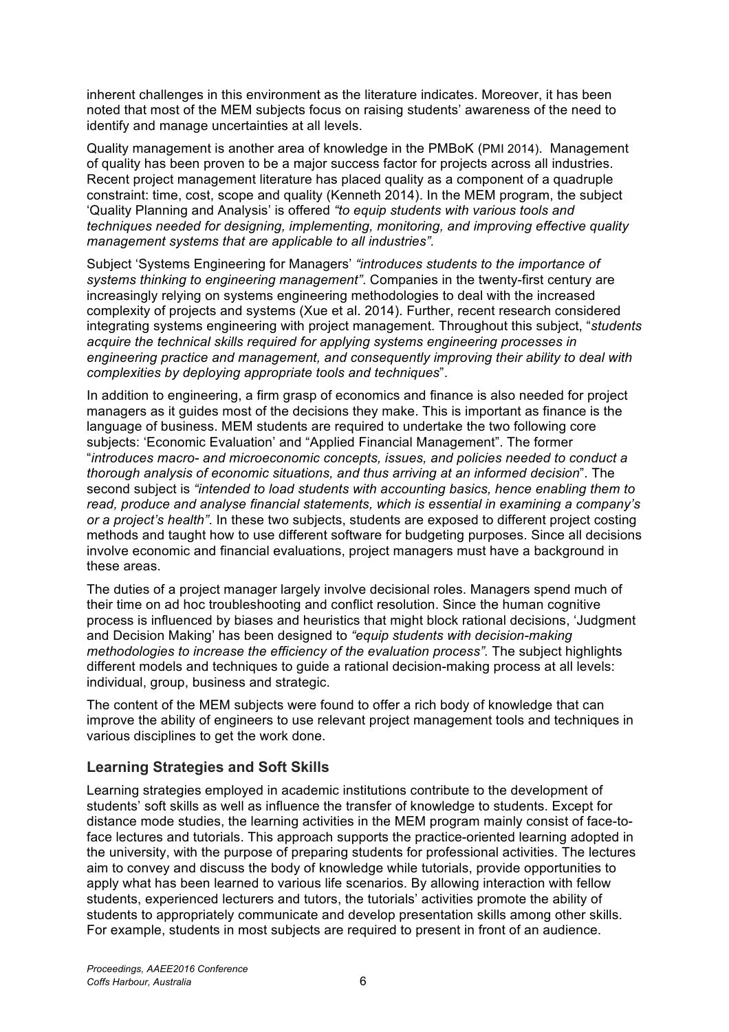inherent challenges in this environment as the literature indicates. Moreover, it has been noted that most of the MEM subjects focus on raising students' awareness of the need to identify and manage uncertainties at all levels.

Quality management is another area of knowledge in the PMBoK (PMI 2014). Management of quality has been proven to be a major success factor for projects across all industries. Recent project management literature has placed quality as a component of a quadruple constraint: time, cost, scope and quality (Kenneth 2014). In the MEM program, the subject 'Quality Planning and Analysis' is offered *"to equip students with various tools and techniques needed for designing, implementing, monitoring, and improving effective quality management systems that are applicable to all industries"*.

Subject 'Systems Engineering for Managers' *"introduces students to the importance of systems thinking to engineering management"*. Companies in the twenty-first century are increasingly relying on systems engineering methodologies to deal with the increased complexity of projects and systems (Xue et al. 2014). Further, recent research considered integrating systems engineering with project management. Throughout this subject, "*students acquire the technical skills required for applying systems engineering processes in engineering practice and management, and consequently improving their ability to deal with complexities by deploying appropriate tools and techniques*".

In addition to engineering, a firm grasp of economics and finance is also needed for project managers as it guides most of the decisions they make. This is important as finance is the language of business. MEM students are required to undertake the two following core subjects: 'Economic Evaluation' and "Applied Financial Management". The former "*introduces macro- and microeconomic concepts, issues, and policies needed to conduct a thorough analysis of economic situations, and thus arriving at an informed decision*". The second subject is *"intended to load students with accounting basics, hence enabling them to read, produce and analyse financial statements, which is essential in examining a company's or a project's health"*. In these two subjects, students are exposed to different project costing methods and taught how to use different software for budgeting purposes. Since all decisions involve economic and financial evaluations, project managers must have a background in these areas.

The duties of a project manager largely involve decisional roles. Managers spend much of their time on ad hoc troubleshooting and conflict resolution. Since the human cognitive process is influenced by biases and heuristics that might block rational decisions, 'Judgment and Decision Making' has been designed to *"equip students with decision-making methodologies to increase the efficiency of the evaluation process"*. The subject highlights different models and techniques to guide a rational decision-making process at all levels: individual, group, business and strategic.

The content of the MEM subjects were found to offer a rich body of knowledge that can improve the ability of engineers to use relevant project management tools and techniques in various disciplines to get the work done.

## Learning Strategies and Soft Skills

Learning strategies employed in academic institutions contribute to the development of students' soft skills as well as influence the transfer of knowledge to students. Except for distance mode studies, the learning activities in the MEM program mainly consist of face-to-face lectures and tutorials. This approach supports the practice-oriented learning adopted in the university, with the purpose of preparing students for professional activities. The lectures aim to convey and discuss the body of knowledge while tutorials, provide opportunities to apply what has been learned to various life scenarios. By allowing interaction with fellow students, experienced lecturers and tutors, the tutorials' activities promote the ability of students to appropriately communicate and develop presentation skills among other skills. For example, students in most subjects are required to present in front of an audience.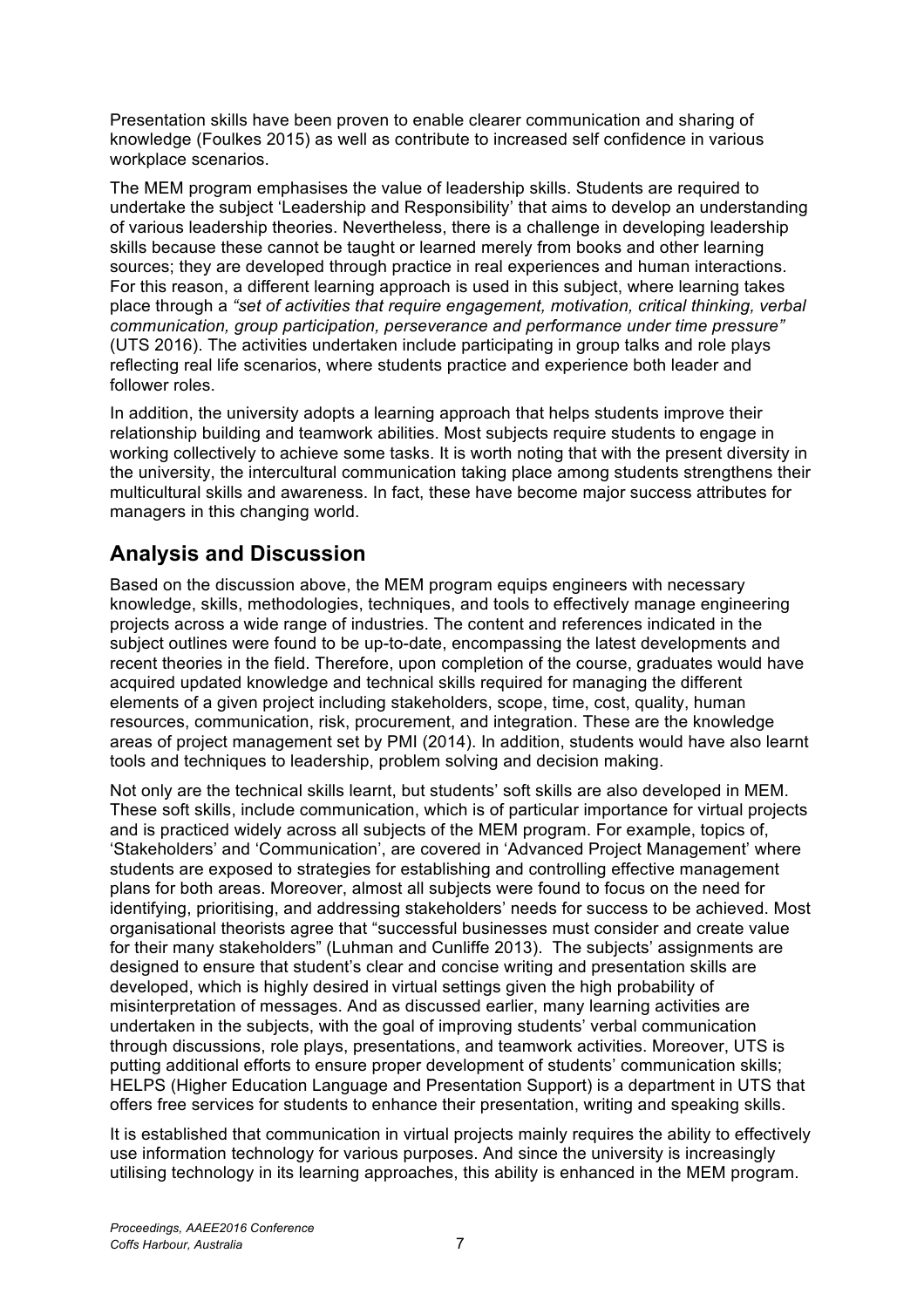Presentation skills have been proven to enable clearer communication and sharing of knowledge (Foulkes 2015) as well as contribute to increased self confidence in various workplace scenarios.

The MEM program emphasises the value of leadership skills. Students are required to undertake the subject 'Leadership and Responsibility' that aims to develop an understanding of various leadership theories. Nevertheless, there is a challenge in developing leadership skills because these cannot be taught or learned merely from books and other learning sources; they are developed through practice in real experiences and human interactions. For this reason, a different learning approach is used in this subject, where learning takes place through a *"set of activities that require engagement, motivation, critical thinking, verbal communication, group participation, perseverance and performance under time pressure"* (UTS 2016). The activities undertaken include participating in group talks and role plays reflecting real life scenarios, where students practice and experience both leader and follower roles.

In addition, the university adopts a learning approach that helps students improve their relationship building and teamwork abilities. Most subjects require students to engage in working collectively to achieve some tasks. It is worth noting that with the present diversity in the university, the intercultural communication taking place among students strengthens their multicultural skills and awareness. In fact, these have become major success attributes for managers in this changing world.

## Analysis and Discussion

Based on the discussion above, the MEM program equips engineers with necessary knowledge, skills, methodologies, techniques, and tools to effectively manage engineering projects across a wide range of industries. The content and references indicated in the subject outlines were found to be up-to-date, encompassing the latest developments and recent theories in the field. Therefore, upon completion of the course, graduates would have acquired updated knowledge and technical skills required for managing the different elements of a given project including stakeholders, scope, time, cost, quality, human resources, communication, risk, procurement, and integration. These are the knowledge areas of project management set by PMI (2014). In addition, students would have also learnt tools and techniques to leadership, problem solving and decision making.

Not only are the technical skills learnt, but students' soft skills are also developed in MEM. These soft skills, include communication, which is of particular importance for virtual projects and is practiced widely across all subjects of the MEM program. For example, topics of, 'Stakeholders' and 'Communication', are covered in 'Advanced Project Management' where students are exposed to strategies for establishing and controlling effective management plans for both areas. Moreover, almost all subjects were found to focus on the need for identifying, prioritising, and addressing stakeholders' needs for success to be achieved. Most organisational theorists agree that "successful businesses must consider and create value for their many stakeholders" (Luhman and Cunliffe 2013). The subjects' assignments are designed to ensure that student's clear and concise writing and presentation skills are developed, which is highly desired in virtual settings given the high probability of misinterpretation of messages. And as discussed earlier, many learning activities are undertaken in the subjects, with the goal of improving students' verbal communication through discussions, role plays, presentations, and teamwork activities. Moreover, UTS is putting additional efforts to ensure proper development of students' communication skills; HELPS (Higher Education Language and Presentation Support) is a department in UTS that offers free services for students to enhance their presentation, writing and speaking skills.

It is established that communication in virtual projects mainly requires the ability to effectively use information technology for various purposes. And since the university is increasingly utilising technology in its learning approaches, this ability is enhanced in the MEM program.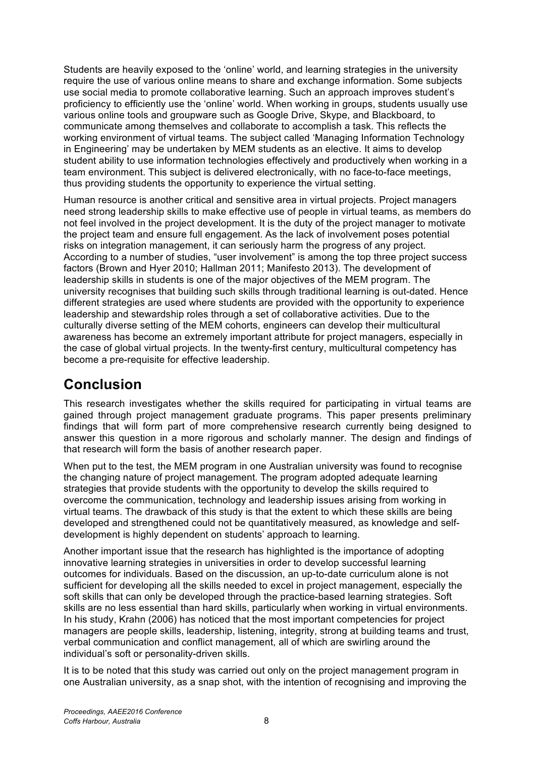Students are heavily exposed to the 'online' world, and learning strategies in the university require the use of various online means to share and exchange information. Some subjects use social media to promote collaborative learning. Such an approach improves student's proficiency to efficiently use the 'online' world. When working in groups, students usually use various online tools and groupware such as Google Drive, Skype, and Blackboard, to communicate among themselves and collaborate to accomplish a task. This reflects the working environment of virtual teams. The subject called 'Managing Information Technology in Engineering' may be undertaken by MEM students as an elective. It aims to develop student ability to use information technologies effectively and productively when working in a team environment. This subject is delivered electronically, with no face-to-face meetings, thus providing students the opportunity to experience the virtual setting.

Human resource is another critical and sensitive area in virtual projects. Project managers need strong leadership skills to make effective use of people in virtual teams, as members do not feel involved in the project development. It is the duty of the project manager to motivate the project team and ensure full engagement. As the lack of involvement poses potential risks on integration management, it can seriously harm the progress of any project. According to a number of studies, "user involvement" is among the top three project success factors (Brown and Hyer 2010; Hallman 2011; Manifesto 2013). The development of leadership skills in students is one of the major objectives of the MEM program. The university recognises that building such skills through traditional learning is out-dated. Hence different strategies are used where students are provided with the opportunity to experience leadership and stewardship roles through a set of collaborative activities. Due to the culturally diverse setting of the MEM cohorts, engineers can develop their multicultural awareness has become an extremely important attribute for project managers, especially in the case of global virtual projects. In the twenty-first century, multicultural competency has become a pre-requisite for effective leadership.

# Conclusion

This research investigates whether the skills required for participating in virtual teams are gained through project management graduate programs. This paper presents preliminary findings that will form part of more comprehensive research currently being designed to answer this question in a more rigorous and scholarly manner. The design and findings of that research will form the basis of another research paper.

When put to the test, the MEM program in one Australian university was found to recognise the changing nature of project management. The program adopted adequate learning strategies that provide students with the opportunity to develop the skills required to overcome the communication, technology and leadership issues arising from working in virtual teams. The drawback of this study is that the extent to which these skills are being developed and strengthened could not be quantitatively measured, as knowledge and self-development is highly dependent on students' approach to learning.

Another important issue that the research has highlighted is the importance of adopting innovative learning strategies in universities in order to develop successful learning outcomes for individuals. Based on the discussion, an up-to-date curriculum alone is not sufficient for developing all the skills needed to excel in project management, especially the soft skills that can only be developed through the practice-based learning strategies. Soft skills are no less essential than hard skills, particularly when working in virtual environments. In his study, Krahn (2006) has noticed that the most important competencies for project managers are people skills, leadership, listening, integrity, strong at building teams and trust, verbal communication and conflict management, all of which are swirling around the individual's soft or personality-driven skills.

It is to be noted that this study was carried out only on the project management program in one Australian university, as a snap shot, with the intention of recognising and improving the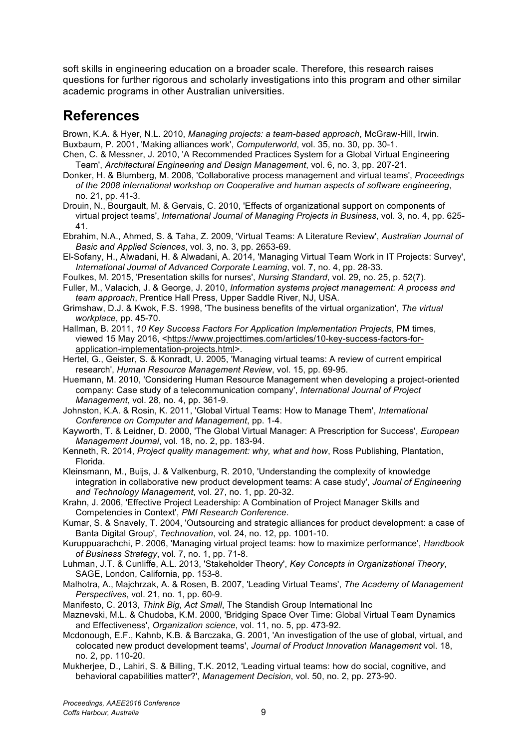soft skills in engineering education on a broader scale. Therefore, this research raises questions for further rigorous and scholarly investigations into this program and other similar academic programs in other Australian universities.

# References

Brown, K.A. & Hyer, N.L. 2010, *Managing projects: a team-based approach*, McGraw-Hill, Irwin.

Buxbaum, P. 2001, 'Making alliances work', *Computerworld*, vol. 35, no. 30, pp. 30-1.

Chen, C. & Messner, J. 2010, 'A Recommended Practices System for a Global Virtual Engineering Team', *Architectural Engineering and Design Management*, vol. 6, no. 3, pp. 207-21.

Donker, H. & Blumberg, M. 2008, 'Collaborative process management and virtual teams', *Proceedings of the 2008 international workshop on Cooperative and human aspects of software engineering*, no. 21, pp. 41-3.

Drouin, N., Bourgault, M. & Gervais, C. 2010, 'Effects of organizational support on components of virtual project teams', *International Journal of Managing Projects in Business*, vol. 3, no. 4, pp. 625-41.

Ebrahim, N.A., Ahmed, S. & Taha, Z. 2009, 'Virtual Teams: A Literature Review', *Australian Journal of Basic and Applied Sciences*, vol. 3, no. 3, pp. 2653-69.

El-Sofany, H., Alwadani, H. & Alwadani, A. 2014, 'Managing Virtual Team Work in IT Projects: Survey', *International Journal of Advanced Corporate Learning*, vol. 7, no. 4, pp. 28-33.

Foulkes, M. 2015, 'Presentation skills for nurses', *Nursing Standard*, vol. 29, no. 25, p. 52(7).

Fuller, M., Valacich, J. & George, J. 2010, *Information systems project management: A process and team approach*, Prentice Hall Press, Upper Saddle River, NJ, USA.

Grimshaw, D.J. & Kwok, F.S. 1998, 'The business benefits of the virtual organization', *The virtual workplace*, pp. 45-70.

Hallman, B. 2011, *10 Key Success Factors For Application Implementation Projects*, PM times, viewed 15 May 2016, <https://www.projecttimes.com/articles/10-key-success-factors-for-application-implementation-projects.html>.

Hertel, G., Geister, S. & Konradt, U. 2005, 'Managing virtual teams: A review of current empirical research', *Human Resource Management Review*, vol. 15, pp. 69-95.

Huemann, M. 2010, 'Considering Human Resource Management when developing a project-oriented company: Case study of a telecommunication company', *International Journal of Project Management*, vol. 28, no. 4, pp. 361-9.

Johnston, K.A. & Rosin, K. 2011, 'Global Virtual Teams: How to Manage Them', *International Conference on Computer and Management*, pp. 1-4.

Kayworth, T. & Leidner, D. 2000, 'The Global Virtual Manager: A Prescription for Success', *European Management Journal*, vol. 18, no. 2, pp. 183-94.

Kenneth, R. 2014, *Project quality management: why, what and how*, Ross Publishing, Plantation, Florida.

Kleinsmann, M., Buijs, J. & Valkenburg, R. 2010, 'Understanding the complexity of knowledge integration in collaborative new product development teams: A case study', *Journal of Engineering and Technology Management*, vol. 27, no. 1, pp. 20-32.

Krahn, J. 2006, 'Effective Project Leadership: A Combination of Project Manager Skills and Competencies in Context', *PMI Research Conference*.

Kumar, S. & Snavely, T. 2004, 'Outsourcing and strategic alliances for product development: a case of Banta Digital Group', *Technovation*, vol. 24, no. 12, pp. 1001-10.

Kuruppuarachchi, P. 2006, 'Managing virtual project teams: how to maximize performance', *Handbook of Business Strategy*, vol. 7, no. 1, pp. 71-8.

Luhman, J.T. & Cunliffe, A.L. 2013, 'Stakeholder Theory', *Key Concepts in Organizational Theory*, SAGE, London, California, pp. 153-8.

Malhotra, A., Majchrzak, A. & Rosen, B. 2007, 'Leading Virtual Teams', *The Academy of Management Perspectives*, vol. 21, no. 1, pp. 60-9.

Manifesto, C. 2013, *Think Big, Act Small*, The Standish Group International Inc

Maznevski, M.L. & Chudoba, K.M. 2000, 'Bridging Space Over Time: Global Virtual Team Dynamics and Effectiveness', *Organization science*, vol. 11, no. 5, pp. 473-92.

Mcdonough, E.F., Kahnb, K.B. & Barczaka, G. 2001, 'An investigation of the use of global, virtual, and colocated new product development teams', *Journal of Product Innovation Management* vol. 18, no. 2, pp. 110-20.

Mukherjee, D., Lahiri, S. & Billing, T.K. 2012, 'Leading virtual teams: how do social, cognitive, and behavioral capabilities matter?', *Management Decision*, vol. 50, no. 2, pp. 273-90.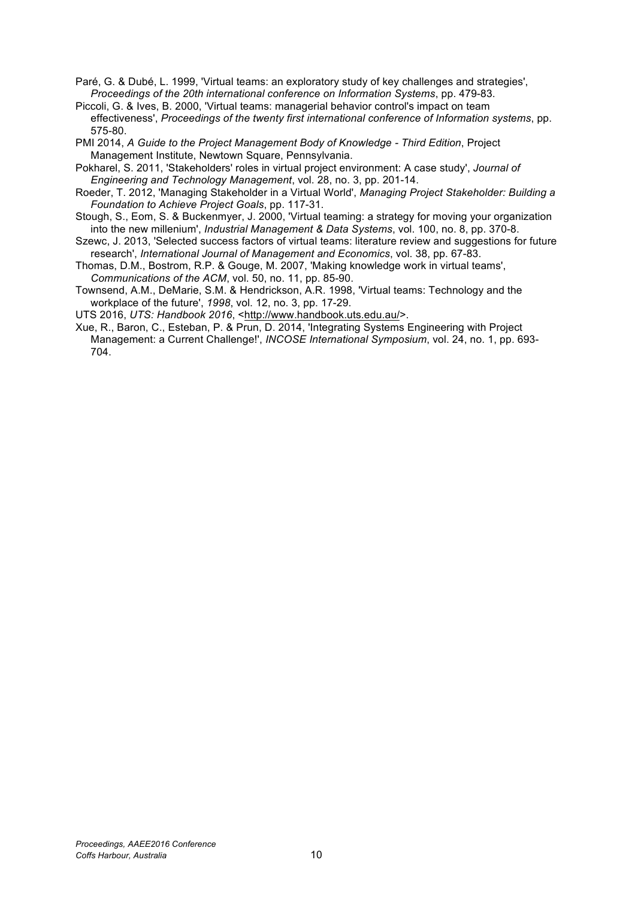Paré, G. & Dubé, L. 1999, 'Virtual teams: an exploratory study of key challenges and strategies', *Proceedings of the 20th international conference on Information Systems*, pp. 479-83.

Piccoli, G. & Ives, B. 2000, 'Virtual teams: managerial behavior control's impact on team effectiveness', *Proceedings of the twenty first international conference of Information systems*, pp. 575-80.

PMI 2014, *A Guide to the Project Management Body of Knowledge - Third Edition*, Project Management Institute, Newtown Square, Pennsylvania.

Pokharel, S. 2011, 'Stakeholders' roles in virtual project environment: A case study', *Journal of Engineering and Technology Management*, vol. 28, no. 3, pp. 201-14.

Roeder, T. 2012, 'Managing Stakeholder in a Virtual World', *Managing Project Stakeholder: Building a Foundation to Achieve Project Goals*, pp. 117-31.

Stough, S., Eom, S. & Buckenmyer, J. 2000, 'Virtual teaming: a strategy for moving your organization into the new millenium', *Industrial Management & Data Systems*, vol. 100, no. 8, pp. 370-8.

Szewc, J. 2013, 'Selected success factors of virtual teams: literature review and suggestions for future research', *International Journal of Management and Economics*, vol. 38, pp. 67-83.

Thomas, D.M., Bostrom, R.P. & Gouge, M. 2007, 'Making knowledge work in virtual teams', *Communications of the ACM*, vol. 50, no. 11, pp. 85-90.

Townsend, A.M., DeMarie, S.M. & Hendrickson, A.R. 1998, 'Virtual teams: Technology and the workplace of the future', *1998*, vol. 12, no. 3, pp. 17-29.

UTS 2016, *UTS: Handbook 2016*, <http://www.handbook.uts.edu.au/>.

Xue, R., Baron, C., Esteban, P. & Prun, D. 2014, 'Integrating Systems Engineering with Project Management: a Current Challenge!', *INCOSE International Symposium*, vol. 24, no. 1, pp. 693-704.